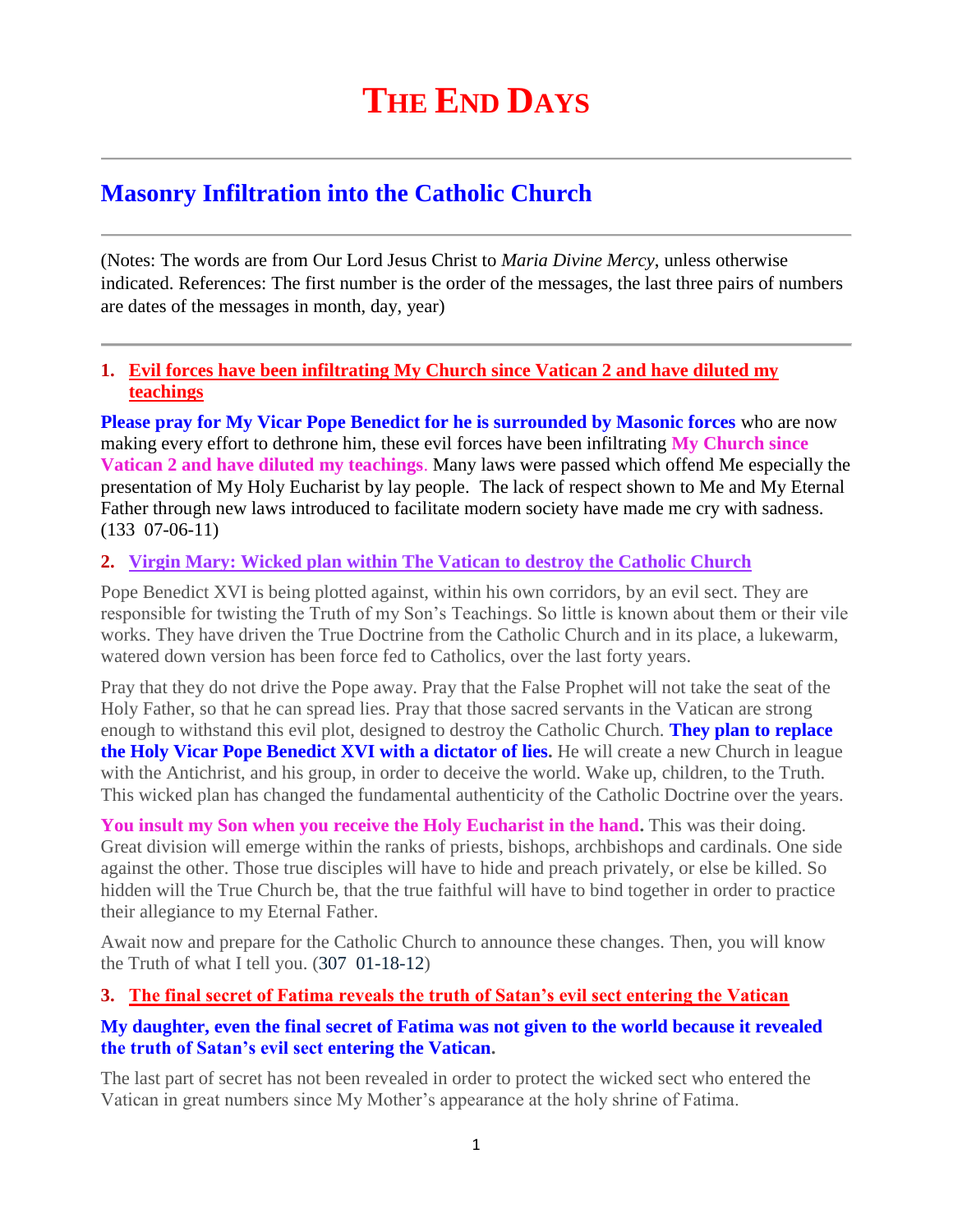# The End Days

## Masonry Infiltration into the Catholic Church

(Notes: The words are from Our Lord Jesus Christ to *Maria Divine Mercy*, unless otherwise indicated. References: The first number is the order of the messages, the last three pairs of numbers are dates of the messages in month, day, year)

1. **Evil forces have been infiltrating My Church since Vatican 2 and have diluted my teachings**

**Please pray for My Vicar Pope Benedict for he is surrounded by Masonic forces** who are now making every effort to dethrone him, these evil forces have been infiltrating **My Church since Vatican 2 and have diluted my teachings**. Many laws were passed which offend Me especially the presentation of My Holy Eucharist by lay people. The lack of respect shown to Me and My Eternal Father through new laws introduced to facilitate modern society have made me cry with sadness. (133 07-06-11)

2. **Virgin Mary: Wicked plan within The Vatican to destroy the Catholic Church**

Pope Benedict XVI is being plotted against, within his own corridors, by an evil sect. They are responsible for twisting the Truth of my Son's Teachings. So little is known about them or their vile works. They have driven the True Doctrine from the Catholic Church and in its place, a lukewarm, watered down version has been force fed to Catholics, over the last forty years.

Pray that they do not drive the Pope away. Pray that the False Prophet will not take the seat of the Holy Father, so that he can spread lies. Pray that those sacred servants in the Vatican are strong enough to withstand this evil plot, designed to destroy the Catholic Church. **They plan to replace the Holy Vicar Pope Benedict XVI with a dictator of lies.** He will create a new Church in league with the Antichrist, and his group, in order to deceive the world. Wake up, children, to the Truth. This wicked plan has changed the fundamental authenticity of the Catholic Doctrine over the years.

**You insult my Son when you receive the Holy Eucharist in the hand.** This was their doing. Great division will emerge within the ranks of priests, bishops, archbishops and cardinals. One side against the other. Those true disciples will have to hide and preach privately, or else be killed. So hidden will the True Church be, that the true faithful will have to bind together in order to practice their allegiance to my Eternal Father.

Await now and prepare for the Catholic Church to announce these changes. Then, you will know the Truth of what I tell you. (307 01-18-12)

3. **The final secret of Fatima reveals the truth of Satan's evil sect entering the Vatican**

**My daughter, even the final secret of Fatima was not given to the world because it revealed the truth of Satan's evil sect entering the Vatican.**

The last part of secret has not been revealed in order to protect the wicked sect who entered the Vatican in great numbers since My Mother's appearance at the holy shrine of Fatima.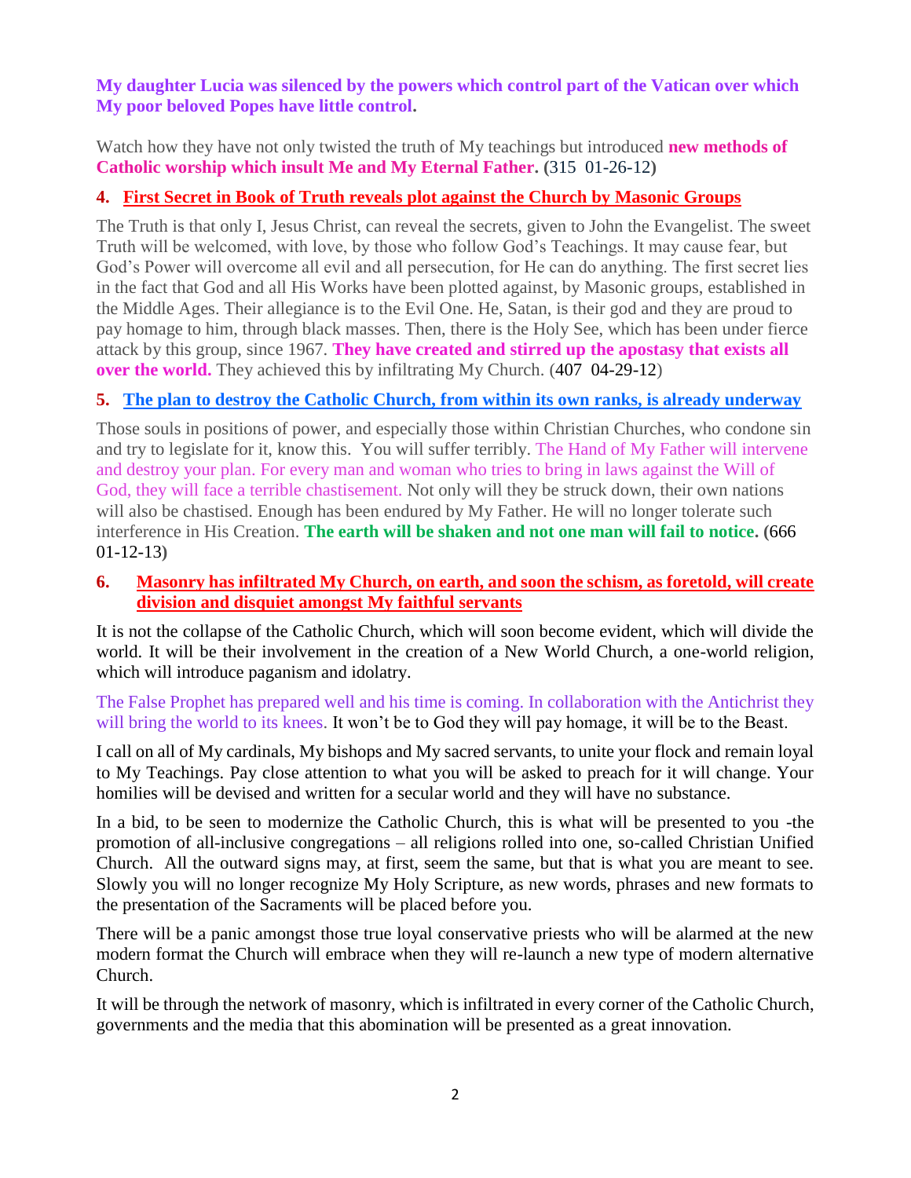**My daughter Lucia was silenced by the powers which control part of the Vatican over which My poor beloved Popes have little control.**

Watch how they have not only twisted the truth of My teachings but introduced **new methods of Catholic worship which insult Me and My Eternal Father. (**315 01-26-12**)**

## 4. First Secret in Book of Truth reveals plot against the Church by Masonic Groups

The Truth is that only I, Jesus Christ, can reveal the secrets, given to John the Evangelist. The sweet Truth will be welcomed, with love, by those who follow God's Teachings. It may cause fear, but God's Power will overcome all evil and all persecution, for He can do anything. The first secret lies in the fact that God and all His Works have been plotted against, by Masonic groups, established in the Middle Ages. Their allegiance is to the Evil One. He, Satan, is their god and they are proud to pay homage to him, through black masses. Then, there is the Holy See, which has been under fierce attack by this group, since 1967. **They have created and stirred up the apostasy that exists all over the world.** They achieved this by infiltrating My Church. (407 04-29-12)

## 5. The plan to destroy the Catholic Church, from within its own ranks, is already underway

Those souls in positions of power, and especially those within Christian Churches, who condone sin and try to legislate for it, know this. You will suffer terribly. The Hand of My Father will intervene and destroy your plan. For every man and woman who tries to bring in laws against the Will of God, they will face a terrible chastisement. Not only will they be struck down, their own nations will also be chastised. Enough has been endured by My Father. He will no longer tolerate such interference in His Creation. **The earth will be shaken and not one man will fail to notice. (**666 01-12-13**)**

## 6. Masonry has infiltrated My Church, on earth, and soon the schism, as foretold, will create division and disquiet amongst My faithful servants

It is not the collapse of the Catholic Church, which will soon become evident, which will divide the world. It will be their involvement in the creation of a New World Church, a one-world religion, which will introduce paganism and idolatry.

The False Prophet has prepared well and his time is coming. In collaboration with the Antichrist they will bring the world to its knees. It won't be to God they will pay homage, it will be to the Beast.

I call on all of My cardinals, My bishops and My sacred servants, to unite your flock and remain loyal to My Teachings. Pay close attention to what you will be asked to preach for it will change. Your homilies will be devised and written for a secular world and they will have no substance.

In a bid, to be seen to modernize the Catholic Church, this is what will be presented to you -the promotion of all-inclusive congregations – all religions rolled into one, so-called Christian Unified Church. All the outward signs may, at first, seem the same, but that is what you are meant to see. Slowly you will no longer recognize My Holy Scripture, as new words, phrases and new formats to the presentation of the Sacraments will be placed before you.

There will be a panic amongst those true loyal conservative priests who will be alarmed at the new modern format the Church will embrace when they will re-launch a new type of modern alternative Church.

It will be through the network of masonry, which is infiltrated in every corner of the Catholic Church, governments and the media that this abomination will be presented as a great innovation.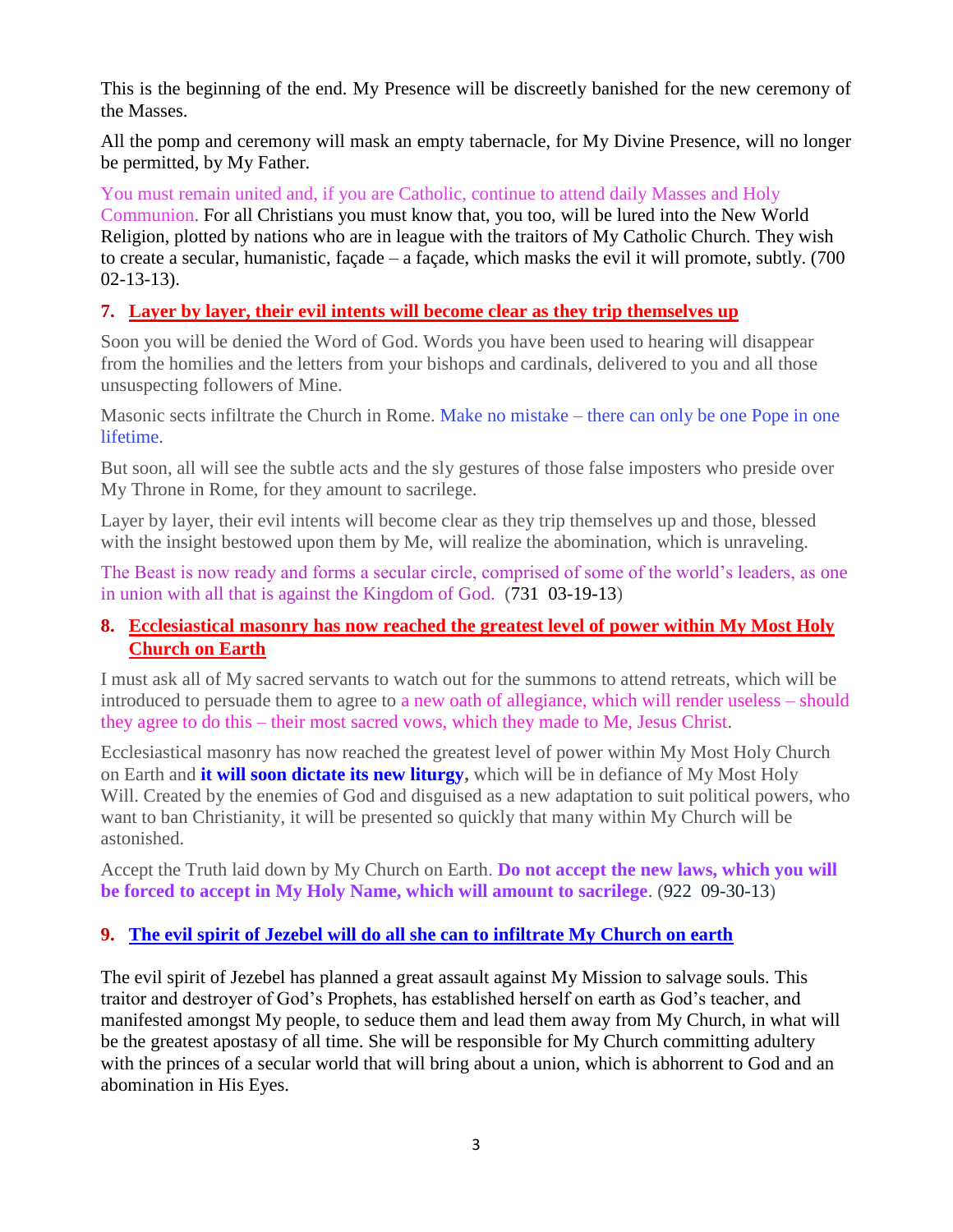This is the beginning of the end. My Presence will be discreetly banished for the new ceremony of the Masses.

All the pomp and ceremony will mask an empty tabernacle, for My Divine Presence, will no longer be permitted, by My Father.

You must remain united and, if you are Catholic, continue to attend daily Masses and Holy Communion. For all Christians you must know that, you too, will be lured into the New World Religion, plotted by nations who are in league with the traitors of My Catholic Church. They wish to create a secular, humanistic, façade – a façade, which masks the evil it will promote, subtly. (700 02-13-13).

### 7. Layer by layer, their evil intents will become clear as they trip themselves up

Soon you will be denied the Word of God. Words you have been used to hearing will disappear from the homilies and the letters from your bishops and cardinals, delivered to you and all those unsuspecting followers of Mine.

Masonic sects infiltrate the Church in Rome. Make no mistake – there can only be one Pope in one lifetime.

But soon, all will see the subtle acts and the sly gestures of those false imposters who preside over My Throne in Rome, for they amount to sacrilege.

Layer by layer, their evil intents will become clear as they trip themselves up and those, blessed with the insight bestowed upon them by Me, will realize the abomination, which is unraveling.

The Beast is now ready and forms a secular circle, comprised of some of the world's leaders, as one in union with all that is against the Kingdom of God. (731 03-19-13)

### 8. Ecclesiastical masonry has now reached the greatest level of power within My Most Holy Church on Earth

I must ask all of My sacred servants to watch out for the summons to attend retreats, which will be introduced to persuade them to agree to a new oath of allegiance, which will render useless – should they agree to do this – their most sacred vows, which they made to Me, Jesus Christ.

Ecclesiastical masonry has now reached the greatest level of power within My Most Holy Church on Earth and **it will soon dictate its new liturgy**, which will be in defiance of My Most Holy Will. Created by the enemies of God and disguised as a new adaptation to suit political powers, who want to ban Christianity, it will be presented so quickly that many within My Church will be astonished.

Accept the Truth laid down by My Church on Earth. **Do not accept the new laws, which you will be forced to accept in My Holy Name, which will amount to sacrilege**. (922 09-30-13)

### 9. The evil spirit of Jezebel will do all she can to infiltrate My Church on earth

The evil spirit of Jezebel has planned a great assault against My Mission to salvage souls. This traitor and destroyer of God's Prophets, has established herself on earth as God's teacher, and manifested amongst My people, to seduce them and lead them away from My Church, in what will be the greatest apostasy of all time. She will be responsible for My Church committing adultery with the princes of a secular world that will bring about a union, which is abhorrent to God and an abomination in His Eyes.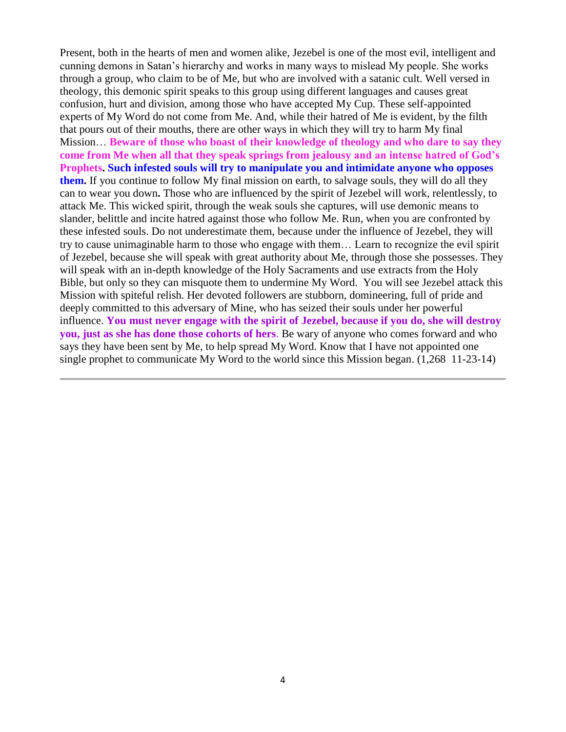Present, both in the hearts of men and women alike, Jezebel is one of the most evil, intelligent and cunning demons in Satan's hierarchy and works in many ways to mislead My people. She works through a group, who claim to be of Me, but who are involved with a satanic cult. Well versed in theology, this demonic spirit speaks to this group using different languages and causes great confusion, hurt and division, among those who have accepted My Cup. These self-appointed experts of My Word do not come from Me. And, while their hatred of Me is evident, by the filth that pours out of their mouths, there are other ways in which they will try to harm My final Mission… **Beware of those who boast of their knowledge of theology and who dare to say they come from Me when all that they speak springs from jealousy and an intense hatred of God's Prophets. Such infested souls will try to manipulate you and intimidate anyone who opposes them.** If you continue to follow My final mission on earth, to salvage souls, they will do all they can to wear you down**.** Those who are influenced by the spirit of Jezebel will work, relentlessly, to attack Me. This wicked spirit, through the weak souls she captures, will use demonic means to slander, belittle and incite hatred against those who follow Me. Run, when you are confronted by these infested souls. Do not underestimate them, because under the influence of Jezebel, they will try to cause unimaginable harm to those who engage with them… Learn to recognize the evil spirit of Jezebel, because she will speak with great authority about Me, through those she possesses. They will speak with an in-depth knowledge of the Holy Sacraments and use extracts from the Holy Bible, but only so they can misquote them to undermine My Word. You will see Jezebel attack this Mission with spiteful relish. Her devoted followers are stubborn, domineering, full of pride and deeply committed to this adversary of Mine, who has seized their souls under her powerful influence. **You must never engage with the spirit of Jezebel, because if you do, she will destroy you, just as she has done those cohorts of hers**. Be wary of anyone who comes forward and who says they have been sent by Me, to help spread My Word. Know that I have not appointed one single prophet to communicate My Word to the world since this Mission began. (1,268 11-23-14)

---